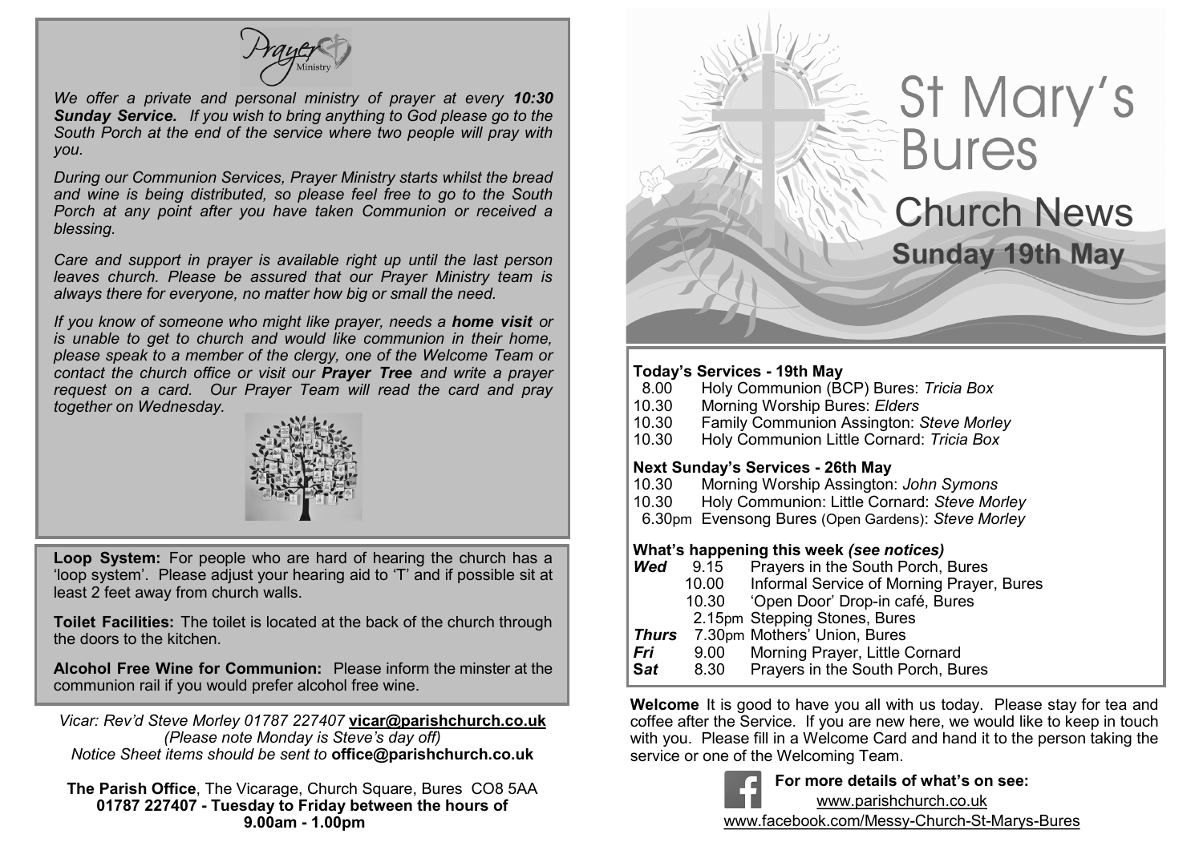# Prayer Ministry

*We offer a private and personal ministry of prayer at every **10:30 Sunday Service.** If you wish to bring anything to God please go to the South Porch at the end of the service where two people will pray with you.*

*During our Communion Services, Prayer Ministry starts whilst the bread and wine is being distributed, so please feel free to go to the South Porch at any point after you have taken Communion or received a blessing.*

*Care and support in prayer is available right up until the last person leaves church. Please be assured that our Prayer Ministry team is always there for everyone, no matter how big or small the need.*

*If you know of someone who might like prayer, needs a **home visit** or is unable to get to church and would like communion in their home, please speak to a member of the clergy, one of the Welcome Team or contact the church office or visit our **Prayer Tree** and write a prayer request on a card. Our Prayer Team will read the card and pray together on Wednesday.*

**Loop System:** For people who are hard of hearing the church has a 'loop system'. Please adjust your hearing aid to 'T' and if possible sit at least 2 feet away from church walls.

**Toilet Facilities:** The toilet is located at the back of the church through the doors to the kitchen.

**Alcohol Free Wine for Communion:** Please inform the minster at the communion rail if you would prefer alcohol free wine.

*Vicar: Rev'd Steve Morley 01787 227407* **vicar@parishchurch.co.uk**
*(Please note Monday is Steve's day off)*
*Notice Sheet items should be sent to* **office@parishchurch.co.uk**

**The Parish Office**, The Vicarage, Church Square, Bures CO8 5AA
**01787 227407 - Tuesday to Friday between the hours of 9.00am - 1.00pm**

# St Mary's Bures

## Church News

### Sunday 19th May

**Today's Services - 19th May**

- 8.00 Holy Communion (BCP) Bures: *Tricia Box*
- 10.30 Morning Worship Bures: *Elders*
- 10.30 Family Communion Assington: *Steve Morley*
- 10.30 Holy Communion Little Cornard: *Tricia Box*

**Next Sunday's Services - 26th May**

- 10.30 Morning Worship Assington: *John Symons*
- 10.30 Holy Communion: Little Cornard: *Steve Morley*
- 6.30pm Evensong Bures (Open Gardens): *Steve Morley*

**What's happening this week *(see notices)***

| | | |
|---|---|---|
| ***Wed*** | 9.15 | Prayers in the South Porch, Bures |
| | 10.00 | Informal Service of Morning Prayer, Bures |
| | 10.30 | 'Open Door' Drop-in café, Bures |
| | 2.15pm | Stepping Stones, Bures |
| ***Thurs*** | 7.30pm | Mothers' Union, Bures |
| ***Fri*** | 9.00 | Morning Prayer, Little Cornard |
| ***Sat*** | 8.30 | Prayers in the South Porch, Bures |

**Welcome** It is good to have you all with us today. Please stay for tea and coffee after the Service. If you are new here, we would like to keep in touch with you. Please fill in a Welcome Card and hand it to the person taking the service or one of the Welcoming Team.

**For more details of what's on see:**
www.parishchurch.co.uk
www.facebook.com/Messy-Church-St-Marys-Bures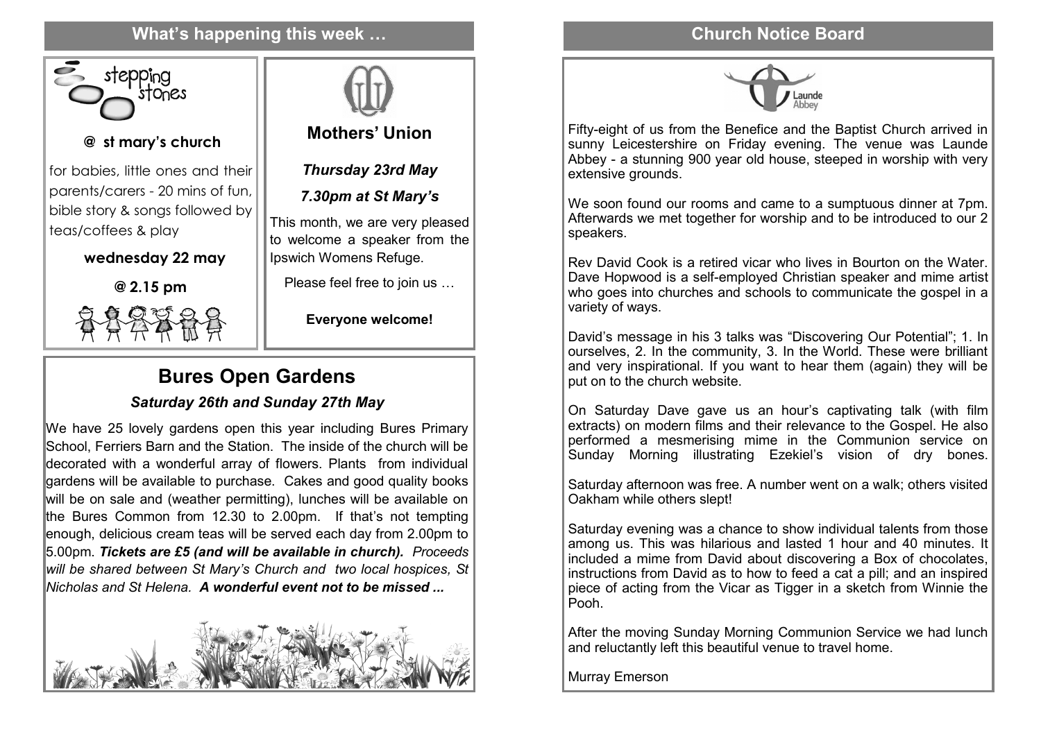## What's happening this week …

### stepping stones

**@ st mary's church**

for babies, little ones and their parents/carers - 20 mins of fun, bible story & songs followed by teas/coffees & play

**wednesday 22 may**

**@ 2.15 pm**

### Mothers' Union

***Thursday 23rd May***

***7.30pm at St Mary's***

This month, we are very pleased to welcome a speaker from the Ipswich Womens Refuge.

Please feel free to join us …

**Everyone welcome!**

## Bures Open Gardens

***Saturday 26th and Sunday 27th May***

We have 25 lovely gardens open this year including Bures Primary School, Ferriers Barn and the Station. The inside of the church will be decorated with a wonderful array of flowers. Plants from individual gardens will be available to purchase. Cakes and good quality books will be on sale and (weather permitting), lunches will be available on the Bures Common from 12.30 to 2.00pm. If that's not tempting enough, delicious cream teas will be served each day from 2.00pm to 5.00pm. ***Tickets are £5 (and will be available in church).*** *Proceeds will be shared between St Mary's Church and two local hospices, St Nicholas and St Helena.* ***A wonderful event not to be missed ...***

## Church Notice Board

Launde Abbey

Fifty-eight of us from the Benefice and the Baptist Church arrived in sunny Leicestershire on Friday evening. The venue was Launde Abbey - a stunning 900 year old house, steeped in worship with very extensive grounds.

We soon found our rooms and came to a sumptuous dinner at 7pm. Afterwards we met together for worship and to be introduced to our 2 speakers.

Rev David Cook is a retired vicar who lives in Bourton on the Water. Dave Hopwood is a self-employed Christian speaker and mime artist who goes into churches and schools to communicate the gospel in a variety of ways.

David's message in his 3 talks was "Discovering Our Potential"; 1. In ourselves, 2. In the community, 3. In the World. These were brilliant and very inspirational. If you want to hear them (again) they will be put on to the church website.

On Saturday Dave gave us an hour's captivating talk (with film extracts) on modern films and their relevance to the Gospel. He also performed a mesmerising mime in the Communion service on Sunday Morning illustrating Ezekiel's vision of dry bones.

Saturday afternoon was free. A number went on a walk; others visited Oakham while others slept!

Saturday evening was a chance to show individual talents from those among us. This was hilarious and lasted 1 hour and 40 minutes. It included a mime from David about discovering a Box of chocolates, instructions from David as to how to feed a cat a pill; and an inspired piece of acting from the Vicar as Tigger in a sketch from Winnie the Pooh.

After the moving Sunday Morning Communion Service we had lunch and reluctantly left this beautiful venue to travel home.

Murray Emerson